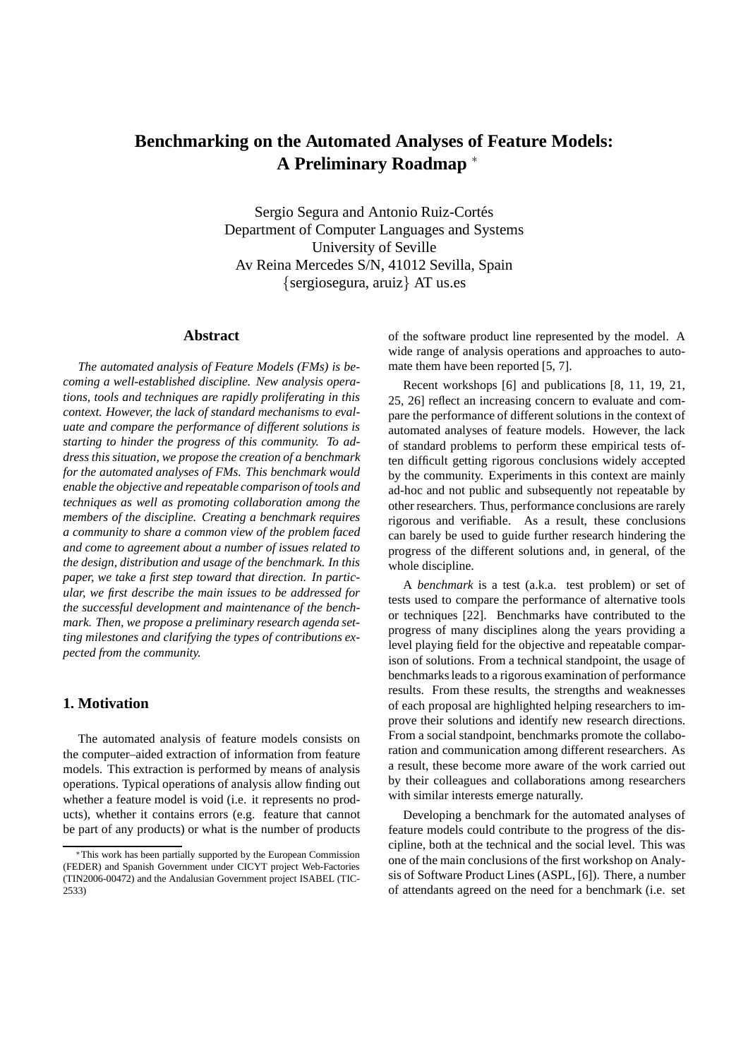# Benchmarking on the Automated Analyses of Feature Models: A Preliminary Roadmap [*]

Sergio Segura and Antonio Ruiz-Cortés
Department of Computer Languages and Systems
University of Seville
Av Reina Mercedes S/N, 41012 Sevilla, Spain
{sergiosegura, aruiz} AT us.es

## Abstract

*The automated analysis of Feature Models (FMs) is becoming a well-established discipline. New analysis operations, tools and techniques are rapidly proliferating in this context. However, the lack of standard mechanisms to evaluate and compare the performance of different solutions is starting to hinder the progress of this community. To address this situation, we propose the creation of a benchmark for the automated analyses of FMs. This benchmark would enable the objective and repeatable comparison of tools and techniques as well as promoting collaboration among the members of the discipline. Creating a benchmark requires a community to share a common view of the problem faced and come to agreement about a number of issues related to the design, distribution and usage of the benchmark. In this paper, we take a first step toward that direction. In particular, we first describe the main issues to be addressed for the successful development and maintenance of the benchmark. Then, we propose a preliminary research agenda setting milestones and clarifying the types of contributions expected from the community.*

## 1. Motivation

The automated analysis of feature models consists on the computer–aided extraction of information from feature models. This extraction is performed by means of analysis operations. Typical operations of analysis allow finding out whether a feature model is void (i.e. it represents no products), whether it contains errors (e.g. feature that cannot be part of any products) or what is the number of products of the software product line represented by the model. A wide range of analysis operations and approaches to automate them have been reported [5, 7].

Recent workshops [6] and publications [8, 11, 19, 21, 25, 26] reflect an increasing concern to evaluate and compare the performance of different solutions in the context of automated analyses of feature models. However, the lack of standard problems to perform these empirical tests often difficult getting rigorous conclusions widely accepted by the community. Experiments in this context are mainly ad-hoc and not public and subsequently not repeatable by other researchers. Thus, performance conclusions are rarely rigorous and verifiable. As a result, these conclusions can barely be used to guide further research hindering the progress of the different solutions and, in general, of the whole discipline.

A *benchmark* is a test (a.k.a. test problem) or set of tests used to compare the performance of alternative tools or techniques [22]. Benchmarks have contributed to the progress of many disciplines along the years providing a level playing field for the objective and repeatable comparison of solutions. From a technical standpoint, the usage of benchmarks leads to a rigorous examination of performance results. From these results, the strengths and weaknesses of each proposal are highlighted helping researchers to improve their solutions and identify new research directions. From a social standpoint, benchmarks promote the collaboration and communication among different researchers. As a result, these become more aware of the work carried out by their colleagues and collaborations among researchers with similar interests emerge naturally.

Developing a benchmark for the automated analyses of feature models could contribute to the progress of the discipline, both at the technical and the social level. This was one of the main conclusions of the first workshop on Analysis of Software Product Lines (ASPL, [6]). There, a number of attendants agreed on the need for a benchmark (i.e. set

[*] This work has been partially supported by the European Commission (FEDER) and Spanish Government under CICYT project Web-Factories (TIN2006-00472) and the Andalusian Government project ISABEL (TIC-2533)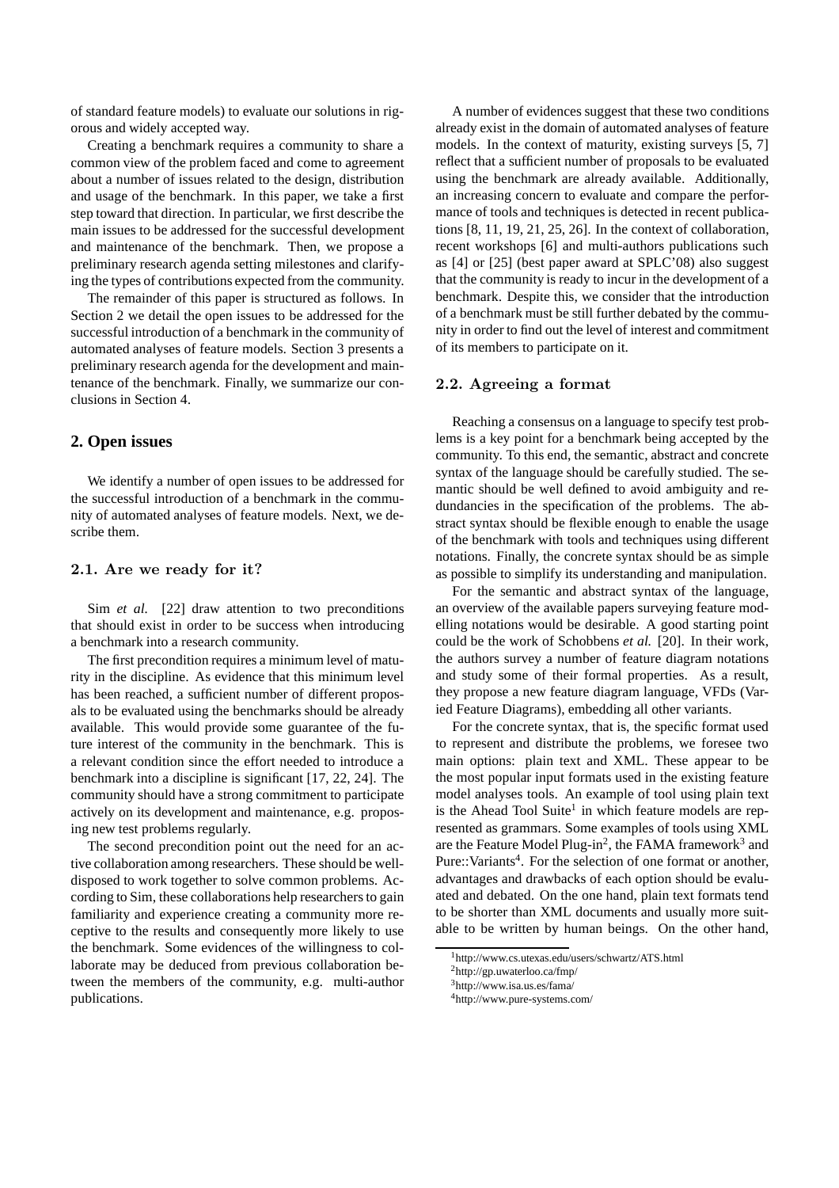of standard feature models) to evaluate our solutions in rigorous and widely accepted way.

Creating a benchmark requires a community to share a common view of the problem faced and come to agreement about a number of issues related to the design, distribution and usage of the benchmark. In this paper, we take a first step toward that direction. In particular, we first describe the main issues to be addressed for the successful development and maintenance of the benchmark. Then, we propose a preliminary research agenda setting milestones and clarifying the types of contributions expected from the community.

The remainder of this paper is structured as follows. In Section 2 we detail the open issues to be addressed for the successful introduction of a benchmark in the community of automated analyses of feature models. Section 3 presents a preliminary research agenda for the development and maintenance of the benchmark. Finally, we summarize our conclusions in Section 4.

## 2. Open issues

We identify a number of open issues to be addressed for the successful introduction of a benchmark in the community of automated analyses of feature models. Next, we describe them.

### 2.1. Are we ready for it?

Sim *et al.* [22] draw attention to two preconditions that should exist in order to be success when introducing a benchmark into a research community.

The first precondition requires a minimum level of maturity in the discipline. As evidence that this minimum level has been reached, a sufficient number of different proposals to be evaluated using the benchmarks should be already available. This would provide some guarantee of the future interest of the community in the benchmark. This is a relevant condition since the effort needed to introduce a benchmark into a discipline is significant [17, 22, 24]. The community should have a strong commitment to participate actively on its development and maintenance, e.g. proposing new test problems regularly.

The second precondition point out the need for an active collaboration among researchers. These should be well-disposed to work together to solve common problems. According to Sim, these collaborations help researchers to gain familiarity and experience creating a community more receptive to the results and consequently more likely to use the benchmark. Some evidences of the willingness to collaborate may be deduced from previous collaboration between the members of the community, e.g. multi-author publications.

A number of evidences suggest that these two conditions already exist in the domain of automated analyses of feature models. In the context of maturity, existing surveys [5, 7] reflect that a sufficient number of proposals to be evaluated using the benchmark are already available. Additionally, an increasing concern to evaluate and compare the performance of tools and techniques is detected in recent publications [8, 11, 19, 21, 25, 26]. In the context of collaboration, recent workshops [6] and multi-authors publications such as [4] or [25] (best paper award at SPLC'08) also suggest that the community is ready to incur in the development of a benchmark. Despite this, we consider that the introduction of a benchmark must be still further debated by the community in order to find out the level of interest and commitment of its members to participate on it.

### 2.2. Agreeing a format

Reaching a consensus on a language to specify test problems is a key point for a benchmark being accepted by the community. To this end, the semantic, abstract and concrete syntax of the language should be carefully studied. The semantic should be well defined to avoid ambiguity and redundancies in the specification of the problems. The abstract syntax should be flexible enough to enable the usage of the benchmark with tools and techniques using different notations. Finally, the concrete syntax should be as simple as possible to simplify its understanding and manipulation.

For the semantic and abstract syntax of the language, an overview of the available papers surveying feature modelling notations would be desirable. A good starting point could be the work of Schobbens *et al.* [20]. In their work, the authors survey a number of feature diagram notations and study some of their formal properties. As a result, they propose a new feature diagram language, VFDs (Varied Feature Diagrams), embedding all other variants.

For the concrete syntax, that is, the specific format used to represent and distribute the problems, we foresee two main options: plain text and XML. These appear to be the most popular input formats used in the existing feature model analyses tools. An example of tool using plain text is the Ahead Tool Suite[1] in which feature models are represented as grammars. Some examples of tools using XML are the Feature Model Plug-in[2], the FAMA framework[3] and Pure::Variants[4]. For the selection of one format or another, advantages and drawbacks of each option should be evaluated and debated. On the one hand, plain text formats tend to be shorter than XML documents and usually more suitable to be written by human beings. On the other hand,

[1] http://www.cs.utexas.edu/users/schwartz/ATS.html

[2] http://gp.uwaterloo.ca/fmp/

[3] http://www.isa.us.es/fama/

[4] http://www.pure-systems.com/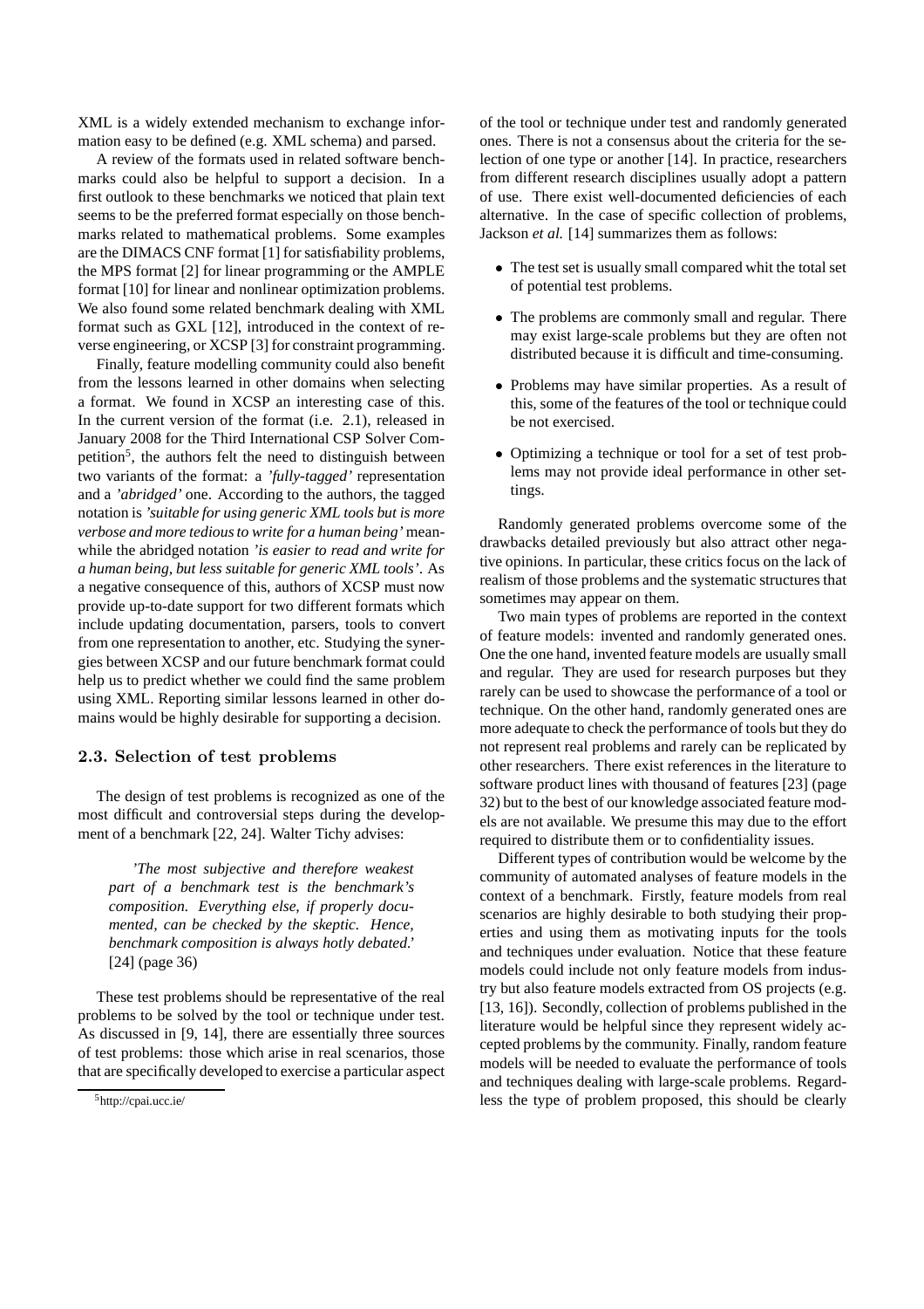XML is a widely extended mechanism to exchange information easy to be defined (e.g. XML schema) and parsed.

A review of the formats used in related software benchmarks could also be helpful to support a decision. In a first outlook to these benchmarks we noticed that plain text seems to be the preferred format especially on those benchmarks related to mathematical problems. Some examples are the DIMACS CNF format [1] for satisfiability problems, the MPS format [2] for linear programming or the AMPLE format [10] for linear and nonlinear optimization problems. We also found some related benchmark dealing with XML format such as GXL [12], introduced in the context of reverse engineering, or XCSP [3] for constraint programming.

Finally, feature modelling community could also benefit from the lessons learned in other domains when selecting a format. We found in XCSP an interesting case of this. In the current version of the format (i.e. 2.1), released in January 2008 for the Third International CSP Solver Competition[5], the authors felt the need to distinguish between two variants of the format: a *'fully-tagged'* representation and a *'abridged'* one. According to the authors, the tagged notation is *'suitable for using generic XML tools but is more verbose and more tedious to write for a human being'* meanwhile the abridged notation *'is easier to read and write for a human being, but less suitable for generic XML tools'*. As a negative consequence of this, authors of XCSP must now provide up-to-date support for two different formats which include updating documentation, parsers, tools to convert from one representation to another, etc. Studying the synergies between XCSP and our future benchmark format could help us to predict whether we could find the same problem using XML. Reporting similar lessons learned in other domains would be highly desirable for supporting a decision.

### 2.3. Selection of test problems

The design of test problems is recognized as one of the most difficult and controversial steps during the development of a benchmark [22, 24]. Walter Tichy advises:

> *'The most subjective and therefore weakest part of a benchmark test is the benchmark's composition. Everything else, if properly documented, can be checked by the skeptic. Hence, benchmark composition is always hotly debated.'* [24] (page 36)

These test problems should be representative of the real problems to be solved by the tool or technique under test. As discussed in [9, 14], there are essentially three sources of test problems: those which arise in real scenarios, those that are specifically developed to exercise a particular aspect of the tool or technique under test and randomly generated ones. There is not a consensus about the criteria for the selection of one type or another [14]. In practice, researchers from different research disciplines usually adopt a pattern of use. There exist well-documented deficiencies of each alternative. In the case of specific collection of problems, Jackson *et al.* [14] summarizes them as follows:

- The test set is usually small compared whit the total set of potential test problems.
- The problems are commonly small and regular. There may exist large-scale problems but they are often not distributed because it is difficult and time-consuming.
- Problems may have similar properties. As a result of this, some of the features of the tool or technique could be not exercised.
- Optimizing a technique or tool for a set of test problems may not provide ideal performance in other settings.

Randomly generated problems overcome some of the drawbacks detailed previously but also attract other negative opinions. In particular, these critics focus on the lack of realism of those problems and the systematic structures that sometimes may appear on them.

Two main types of problems are reported in the context of feature models: invented and randomly generated ones. One the one hand, invented feature models are usually small and regular. They are used for research purposes but they rarely can be used to showcase the performance of a tool or technique. On the other hand, randomly generated ones are more adequate to check the performance of tools but they do not represent real problems and rarely can be replicated by other researchers. There exist references in the literature to software product lines with thousand of features [23] (page 32) but to the best of our knowledge associated feature models are not available. We presume this may due to the effort required to distribute them or to confidentiality issues.

Different types of contribution would be welcome by the community of automated analyses of feature models in the context of a benchmark. Firstly, feature models from real scenarios are highly desirable to both studying their properties and using them as motivating inputs for the tools and techniques under evaluation. Notice that these feature models could include not only feature models from industry but also feature models extracted from OS projects (e.g. [13, 16]). Secondly, collection of problems published in the literature would be helpful since they represent widely accepted problems by the community. Finally, random feature models will be needed to evaluate the performance of tools and techniques dealing with large-scale problems. Regardless the type of problem proposed, this should be clearly

[5] http://cpai.ucc.ie/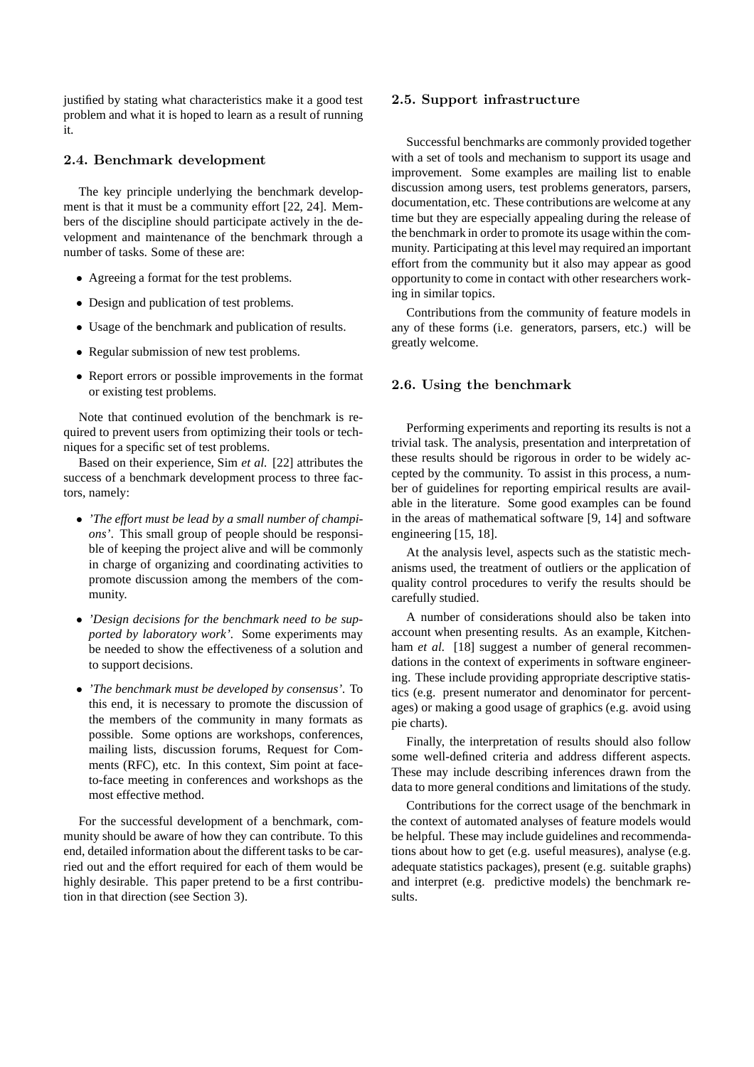justified by stating what characteristics make it a good test problem and what it is hoped to learn as a result of running it.

### 2.4. Benchmark development

The key principle underlying the benchmark development is that it must be a community effort [22, 24]. Members of the discipline should participate actively in the development and maintenance of the benchmark through a number of tasks. Some of these are:

- Agreeing a format for the test problems.
- Design and publication of test problems.
- Usage of the benchmark and publication of results.
- Regular submission of new test problems.
- Report errors or possible improvements in the format or existing test problems.

Note that continued evolution of the benchmark is required to prevent users from optimizing their tools or techniques for a specific set of test problems.

Based on their experience, Sim *et al.* [22] attributes the success of a benchmark development process to three factors, namely:

- *'The effort must be lead by a small number of champions'*. This small group of people should be responsible of keeping the project alive and will be commonly in charge of organizing and coordinating activities to promote discussion among the members of the community.
- *'Design decisions for the benchmark need to be supported by laboratory work'*. Some experiments may be needed to show the effectiveness of a solution and to support decisions.
- *'The benchmark must be developed by consensus'*. To this end, it is necessary to promote the discussion of the members of the community in many formats as possible. Some options are workshops, conferences, mailing lists, discussion forums, Request for Comments (RFC), etc. In this context, Sim point at face-to-face meeting in conferences and workshops as the most effective method.

For the successful development of a benchmark, community should be aware of how they can contribute. To this end, detailed information about the different tasks to be carried out and the effort required for each of them would be highly desirable. This paper pretend to be a first contribution in that direction (see Section 3).

### 2.5. Support infrastructure

Successful benchmarks are commonly provided together with a set of tools and mechanism to support its usage and improvement. Some examples are mailing list to enable discussion among users, test problems generators, parsers, documentation, etc. These contributions are welcome at any time but they are especially appealing during the release of the benchmark in order to promote its usage within the community. Participating at this level may required an important effort from the community but it also may appear as good opportunity to come in contact with other researchers working in similar topics.

Contributions from the community of feature models in any of these forms (i.e. generators, parsers, etc.) will be greatly welcome.

### 2.6. Using the benchmark

Performing experiments and reporting its results is not a trivial task. The analysis, presentation and interpretation of these results should be rigorous in order to be widely accepted by the community. To assist in this process, a number of guidelines for reporting empirical results are available in the literature. Some good examples can be found in the areas of mathematical software [9, 14] and software engineering [15, 18].

At the analysis level, aspects such as the statistic mechanisms used, the treatment of outliers or the application of quality control procedures to verify the results should be carefully studied.

A number of considerations should also be taken into account when presenting results. As an example, Kitchenham *et al.* [18] suggest a number of general recommendations in the context of experiments in software engineering. These include providing appropriate descriptive statistics (e.g. present numerator and denominator for percentages) or making a good usage of graphics (e.g. avoid using pie charts).

Finally, the interpretation of results should also follow some well-defined criteria and address different aspects. These may include describing inferences drawn from the data to more general conditions and limitations of the study.

Contributions for the correct usage of the benchmark in the context of automated analyses of feature models would be helpful. These may include guidelines and recommendations about how to get (e.g. useful measures), analyse (e.g. adequate statistics packages), present (e.g. suitable graphs) and interpret (e.g. predictive models) the benchmark results.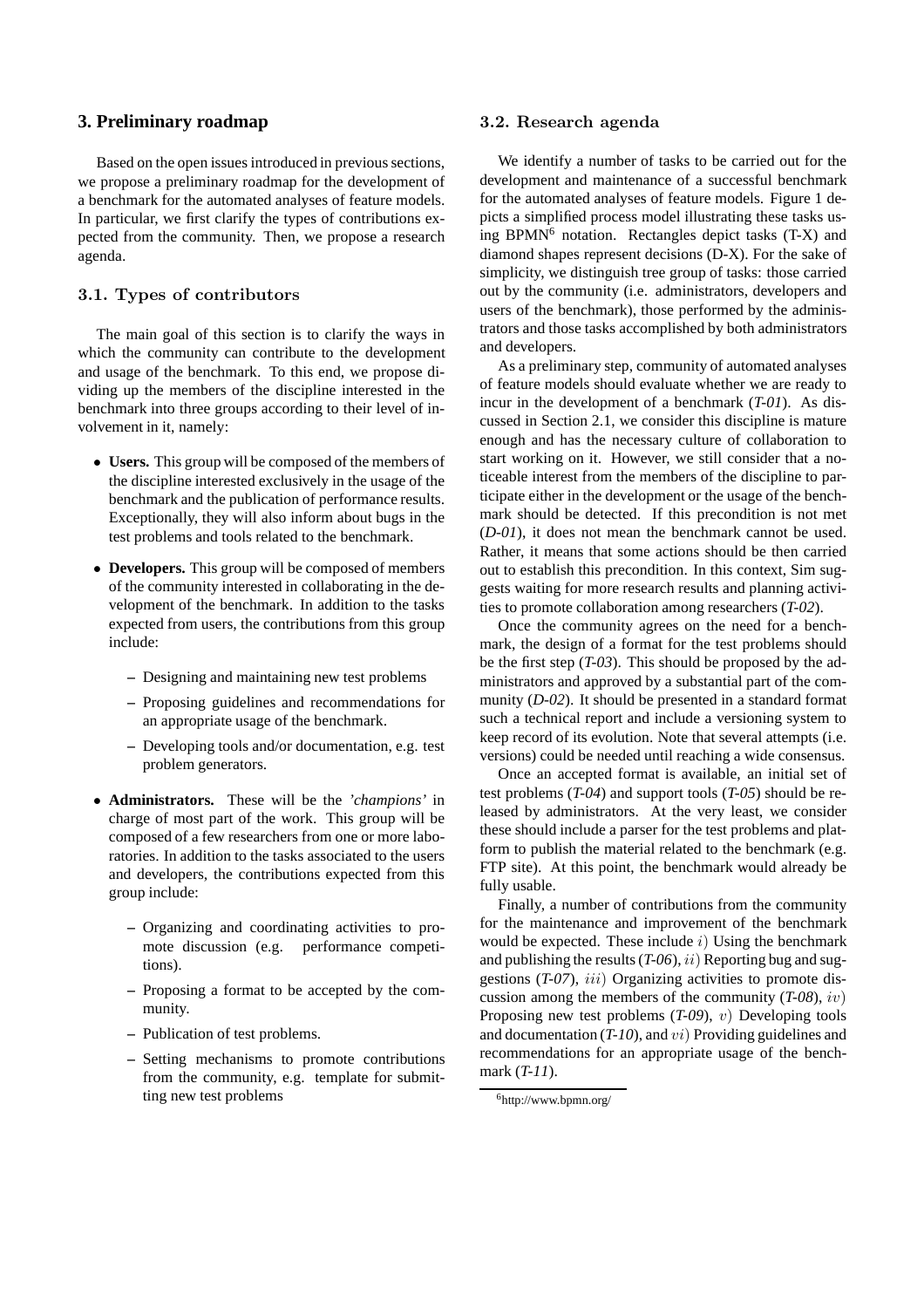# 3. Preliminary roadmap

Based on the open issues introduced in previous sections, we propose a preliminary roadmap for the development of a benchmark for the automated analyses of feature models. In particular, we first clarify the types of contributions expected from the community. Then, we propose a research agenda.

## 3.1. Types of contributors

The main goal of this section is to clarify the ways in which the community can contribute to the development and usage of the benchmark. To this end, we propose dividing up the members of the discipline interested in the benchmark into three groups according to their level of involvement in it, namely:

- **Users.** This group will be composed of the members of the discipline interested exclusively in the usage of the benchmark and the publication of performance results. Exceptionally, they will also inform about bugs in the test problems and tools related to the benchmark.
- **Developers.** This group will be composed of members of the community interested in collaborating in the development of the benchmark. In addition to the tasks expected from users, the contributions from this group include:
  - Designing and maintaining new test problems
  - Proposing guidelines and recommendations for an appropriate usage of the benchmark.
  - Developing tools and/or documentation, e.g. test problem generators.
- **Administrators.** These will be the *'champions'* in charge of most part of the work. This group will be composed of a few researchers from one or more laboratories. In addition to the tasks associated to the users and developers, the contributions expected from this group include:
  - Organizing and coordinating activities to promote discussion (e.g. performance competitions).
  - Proposing a format to be accepted by the community.
  - Publication of test problems.
  - Setting mechanisms to promote contributions from the community, e.g. template for submitting new test problems

## 3.2. Research agenda

We identify a number of tasks to be carried out for the development and maintenance of a successful benchmark for the automated analyses of feature models. Figure 1 depicts a simplified process model illustrating these tasks using BPMN[6] notation. Rectangles depict tasks (T-X) and diamond shapes represent decisions (D-X). For the sake of simplicity, we distinguish tree group of tasks: those carried out by the community (i.e. administrators, developers and users of the benchmark), those performed by the administrators and those tasks accomplished by both administrators and developers.

As a preliminary step, community of automated analyses of feature models should evaluate whether we are ready to incur in the development of a benchmark (*T-01*). As discussed in Section 2.1, we consider this discipline is mature enough and has the necessary culture of collaboration to start working on it. However, we still consider that a noticeable interest from the members of the discipline to participate either in the development or the usage of the benchmark should be detected. If this precondition is not met (*D-01*), it does not mean the benchmark cannot be used. Rather, it means that some actions should be then carried out to establish this precondition. In this context, Sim suggests waiting for more research results and planning activities to promote collaboration among researchers (*T-02*).

Once the community agrees on the need for a benchmark, the design of a format for the test problems should be the first step (*T-03*). This should be proposed by the administrators and approved by a substantial part of the community (*D-02*). It should be presented in a standard format such a technical report and include a versioning system to keep record of its evolution. Note that several attempts (i.e. versions) could be needed until reaching a wide consensus.

Once an accepted format is available, an initial set of test problems (*T-04*) and support tools (*T-05*) should be released by administrators. At the very least, we consider these should include a parser for the test problems and platform to publish the material related to the benchmark (e.g. FTP site). At this point, the benchmark would already be fully usable.

Finally, a number of contributions from the community for the maintenance and improvement of the benchmark would be expected. These include $i)$ Using the benchmark and publishing the results (*T-06*), $ii)$ Reporting bug and suggestions (*T-07*), $iii)$ Organizing activities to promote discussion among the members of the community (*T-08*), $iv)$ Proposing new test problems (*T-09*), $v)$ Developing tools and documentation (*T-10*), and $vi)$ Providing guidelines and recommendations for an appropriate usage of the benchmark (*T-11*).

[6] http://www.bpmn.org/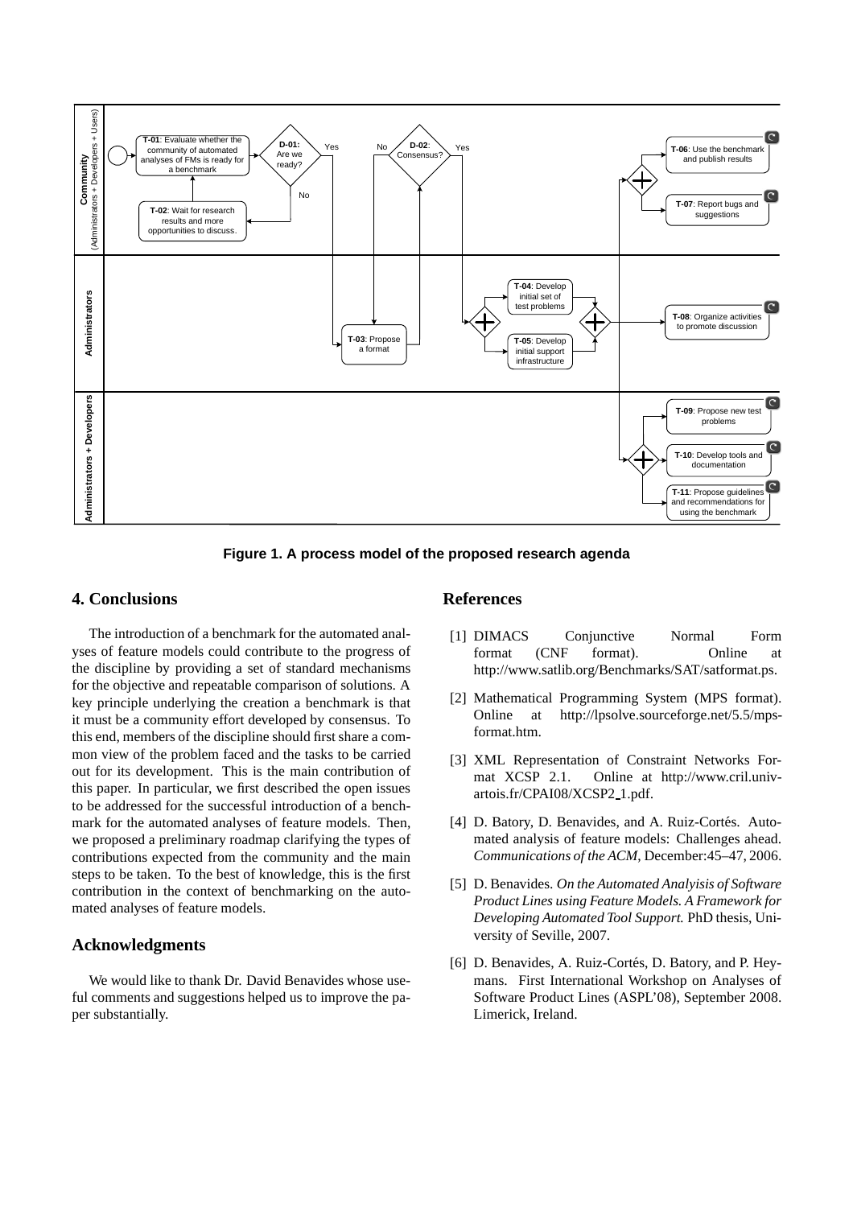**Figure 1. A process model of the proposed research agenda**

## 4. Conclusions

The introduction of a benchmark for the automated analyses of feature models could contribute to the progress of the discipline by providing a set of standard mechanisms for the objective and repeatable comparison of solutions. A key principle underlying the creation a benchmark is that it must be a community effort developed by consensus. To this end, members of the discipline should first share a common view of the problem faced and the tasks to be carried out for its development. This is the main contribution of this paper. In particular, we first described the open issues to be addressed for the successful introduction of a benchmark for the automated analyses of feature models. Then, we proposed a preliminary roadmap clarifying the types of contributions expected from the community and the main steps to be taken. To the best of knowledge, this is the first contribution in the context of benchmarking on the automated analyses of feature models.

## Acknowledgments

We would like to thank Dr. David Benavides whose useful comments and suggestions helped us to improve the paper substantially.

## References

[1] DIMACS Conjunctive Normal Form format (CNF format). Online at http://www.satlib.org/Benchmarks/SAT/satformat.ps.

[2] Mathematical Programming System (MPS format). Online at http://lpsolve.sourceforge.net/5.5/mps-format.htm.

[3] XML Representation of Constraint Networks Format XCSP 2.1. Online at http://www.cril.univ-artois.fr/CPAI08/XCSP2_1.pdf.

[4] D. Batory, D. Benavides, and A. Ruiz-Cortés. Automated analysis of feature models: Challenges ahead. *Communications of the ACM*, December:45–47, 2006.

[5] D. Benavides. *On the Automated Analyisis of Software Product Lines using Feature Models. A Framework for Developing Automated Tool Support.* PhD thesis, University of Seville, 2007.

[6] D. Benavides, A. Ruiz-Cortés, D. Batory, and P. Heymans. First International Workshop on Analyses of Software Product Lines (ASPL'08), September 2008. Limerick, Ireland.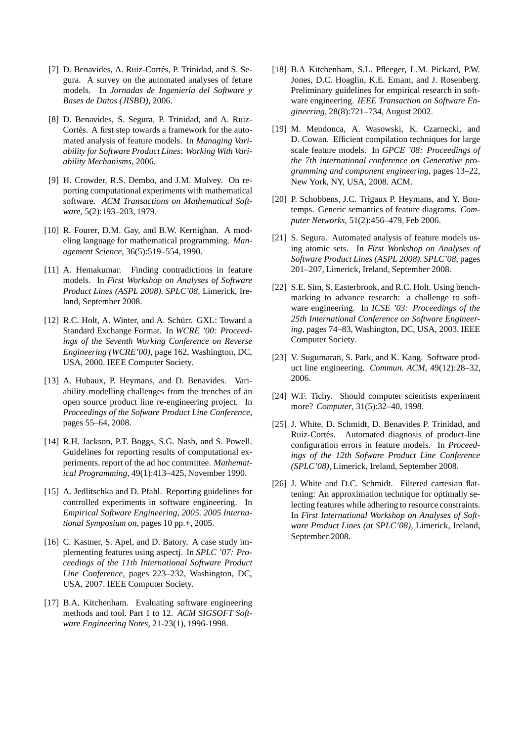[7] D. Benavides, A. Ruiz-Cortés, P. Trinidad, and S. Segura. A survey on the automated analyses of feture models. In *Jornadas de Ingeniería del Software y Bases de Datos (JISBD)*, 2006.

[8] D. Benavides, S. Segura, P. Trinidad, and A. Ruiz-Cortés. A first step towards a framework for the automated analysis of feature models. In *Managing Variability for Software Product Lines: Working With Variability Mechanisms*, 2006.

[9] H. Crowder, R.S. Dembo, and J.M. Mulvey. On reporting computational experiments with mathematical software. *ACM Transactions on Mathematical Software*, 5(2):193–203, 1979.

[10] R. Fourer, D.M. Gay, and B.W. Kernighan. A modeling language for mathematical programming. *Management Science*, 36(5):519–554, 1990.

[11] A. Hemakumar. Finding contradictions in feature models. In *First Workshop on Analyses of Software Product Lines (ASPL 2008). SPLC'08*, Limerick, Ireland, September 2008.

[12] R.C. Holt, A. Winter, and A. Schürr. GXL: Toward a Standard Exchange Format. In *WCRE '00: Proceedings of the Seventh Working Conference on Reverse Engineering (WCRE'00)*, page 162, Washington, DC, USA, 2000. IEEE Computer Society.

[13] A. Hubaux, P. Heymans, and D. Benavides. Variability modelling challenges from the trenches of an open source product line re-engineering project. In *Proceedings of the Sofware Product Line Conference*, pages 55–64, 2008.

[14] R.H. Jackson, P.T. Boggs, S.G. Nash, and S. Powell. Guidelines for reporting results of computational experiments. report of the ad hoc committee. *Mathematical Programming*, 49(1):413–425, November 1990.

[15] A. Jedlitschka and D. Pfahl. Reporting guidelines for controlled experiments in software engineering. In *Empirical Software Engineering, 2005. 2005 International Symposium on*, pages 10 pp.+, 2005.

[16] C. Kastner, S. Apel, and D. Batory. A case study implementing features using aspectj. In *SPLC '07: Proceedings of the 11th International Software Product Line Conference*, pages 223–232, Washington, DC, USA, 2007. IEEE Computer Society.

[17] B.A. Kitchenham. Evaluating software engineering methods and tool. Part 1 to 12. *ACM SIGSOFT Software Engineering Notes*, 21-23(1), 1996-1998.

[18] B.A Kitchenham, S.L. Pfleeger, L.M. Pickard, P.W. Jones, D.C. Hoaglin, K.E. Emam, and J. Rosenberg. Preliminary guidelines for empirical research in software engineering. *IEEE Transaction on Software Engineering*, 28(8):721–734, August 2002.

[19] M. Mendonca, A. Wasowski, K. Czarnecki, and D. Cowan. Efficient compilation techniques for large scale feature models. In *GPCE '08: Proceedings of the 7th international conference on Generative programming and component engineering*, pages 13–22, New York, NY, USA, 2008. ACM.

[20] P. Schobbens, J.C. Trigaux P. Heymans, and Y. Bontemps. Generic semantics of feature diagrams. *Computer Networks*, 51(2):456–479, Feb 2006.

[21] S. Segura. Automated analysis of feature models using atomic sets. In *First Workshop on Analyses of Software Product Lines (ASPL 2008). SPLC'08*, pages 201–207, Limerick, Ireland, September 2008.

[22] S.E. Sim, S. Easterbrook, and R.C. Holt. Using benchmarking to advance research: a challenge to software engineering. In *ICSE '03: Proceedings of the 25th International Conference on Software Engineering*, pages 74–83, Washington, DC, USA, 2003. IEEE Computer Society.

[23] V. Sugumaran, S. Park, and K. Kang. Software product line engineering. *Commun. ACM*, 49(12):28–32, 2006.

[24] W.F. Tichy. Should computer scientists experiment more? *Computer*, 31(5):32–40, 1998.

[25] J. White, D. Schmidt, D. Benavides P. Trinidad, and Ruiz-Cortés. Automated diagnosis of product-line configuration errors in feature models. In *Proceedings of the 12th Sofware Product Line Conference (SPLC'08)*, Limerick, Ireland, September 2008.

[26] J. White and D.C. Schmidt. Filtered cartesian flattening: An approximation technique for optimally selecting features while adhering to resource constraints. In *First International Workshop on Analyses of Software Product Lines (at SPLC'08)*, Limerick, Ireland, September 2008.